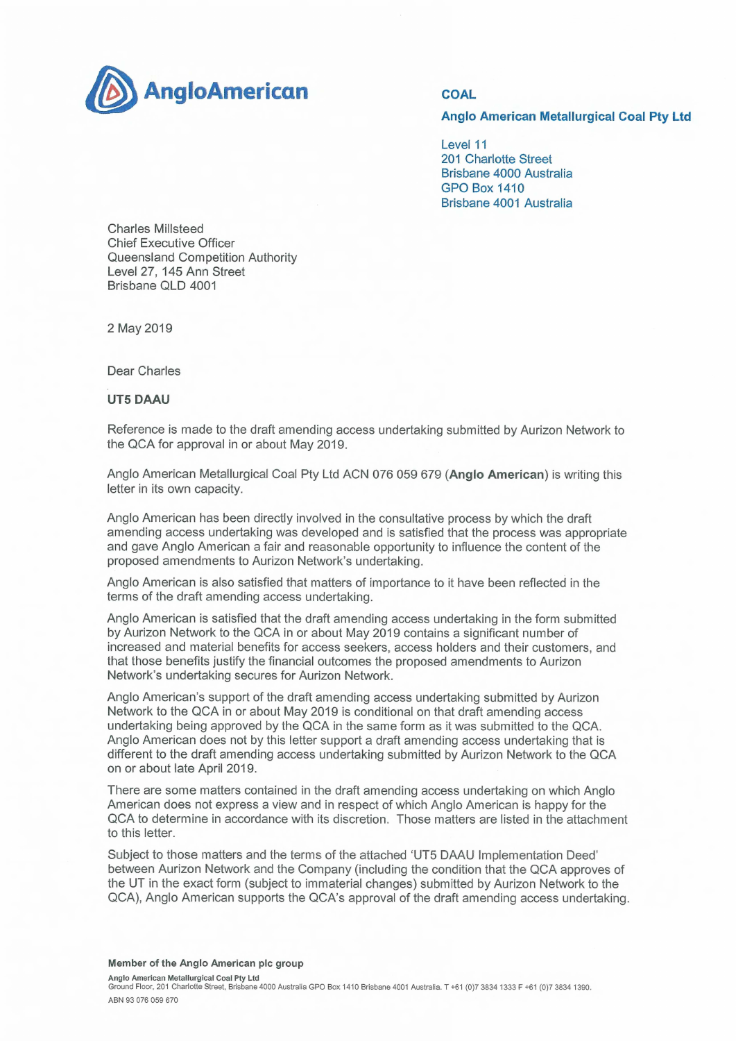AngloAmerican

**COAL**

**Anglo American Metallurgical Coal Pty Ltd**

Level 11
201 Charlotte Street
Brisbane 4000 Australia
GPO Box 1410
Brisbane 4001 Australia

Charles Millsteed
Chief Executive Officer
Queensland Competition Authority
Level 27, 145 Ann Street
Brisbane QLD 4001

2 May 2019

Dear Charles

**UT5 DAAU**

Reference is made to the draft amending access undertaking submitted by Aurizon Network to the QCA for approval in or about May 2019.

Anglo American Metallurgical Coal Pty Ltd ACN 076 059 679 (**Anglo American**) is writing this letter in its own capacity.

Anglo American has been directly involved in the consultative process by which the draft amending access undertaking was developed and is satisfied that the process was appropriate and gave Anglo American a fair and reasonable opportunity to influence the content of the proposed amendments to Aurizon Network's undertaking.

Anglo American is also satisfied that matters of importance to it have been reflected in the terms of the draft amending access undertaking.

Anglo American is satisfied that the draft amending access undertaking in the form submitted by Aurizon Network to the QCA in or about May 2019 contains a significant number of increased and material benefits for access seekers, access holders and their customers, and that those benefits justify the financial outcomes the proposed amendments to Aurizon Network's undertaking secures for Aurizon Network.

Anglo American's support of the draft amending access undertaking submitted by Aurizon Network to the QCA in or about May 2019 is conditional on that draft amending access undertaking being approved by the QCA in the same form as it was submitted to the QCA. Anglo American does not by this letter support a draft amending access undertaking that is different to the draft amending access undertaking submitted by Aurizon Network to the QCA on or about late April 2019.

There are some matters contained in the draft amending access undertaking on which Anglo American does not express a view and in respect of which Anglo American is happy for the QCA to determine in accordance with its discretion. Those matters are listed in the attachment to this letter.

Subject to those matters and the terms of the attached 'UT5 DAAU Implementation Deed' between Aurizon Network and the Company (including the condition that the QCA approves of the UT in the exact form (subject to immaterial changes) submitted by Aurizon Network to the QCA), Anglo American supports the QCA's approval of the draft amending access undertaking.

**Member of the Anglo American plc group**

**Anglo American Metallurgical Coal Pty Ltd**
Ground Floor, 201 Charlotte Street, Brisbane 4000 Australia GPO Box 1410 Brisbane 4001 Australia. T +61 (0)7 3834 1333 F +61 (0)7 3834 1390.
ABN 93 076 059 670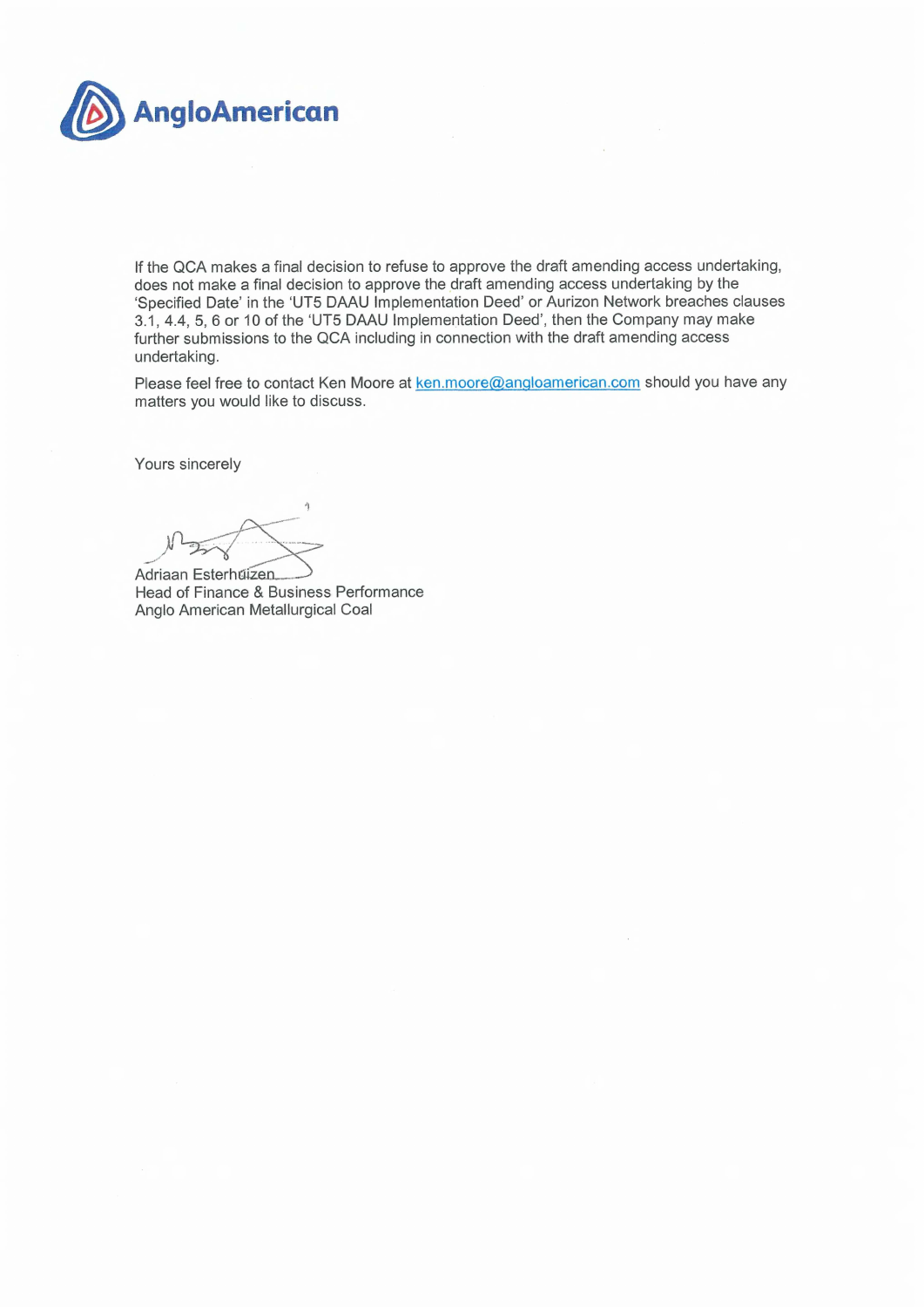If the QCA makes a final decision to refuse to approve the draft amending access undertaking, does not make a final decision to approve the draft amending access undertaking by the 'Specified Date' in the 'UT5 DAAU Implementation Deed' or Aurizon Network breaches clauses 3.1, 4.4, 5, 6 or 10 of the 'UT5 DAAU Implementation Deed', then the Company may make further submissions to the QCA including in connection with the draft amending access undertaking.

Please feel free to contact Ken Moore at ken.moore@angloamerican.com should you have any matters you would like to discuss.

Yours sincerely

Adriaan Esterhuizen
Head of Finance & Business Performance
Anglo American Metallurgical Coal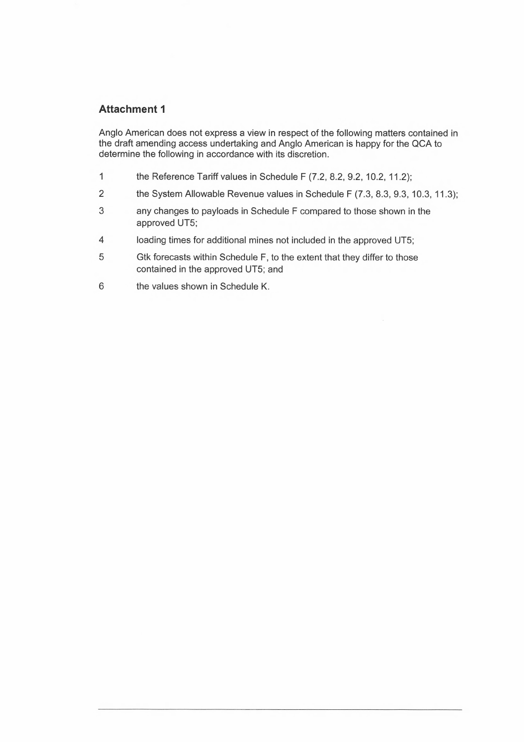## Attachment 1

Anglo American does not express a view in respect of the following matters contained in the draft amending access undertaking and Anglo American is happy for the QCA to determine the following in accordance with its discretion.

1. the Reference Tariff values in Schedule F (7.2, 8.2, 9.2, 10.2, 11.2);
2. the System Allowable Revenue values in Schedule F (7.3, 8.3, 9.3, 10.3, 11.3);
3. any changes to payloads in Schedule F compared to those shown in the approved UT5;
4. loading times for additional mines not included in the approved UT5;
5. Gtk forecasts within Schedule F, to the extent that they differ to those contained in the approved UT5; and
6. the values shown in Schedule K.